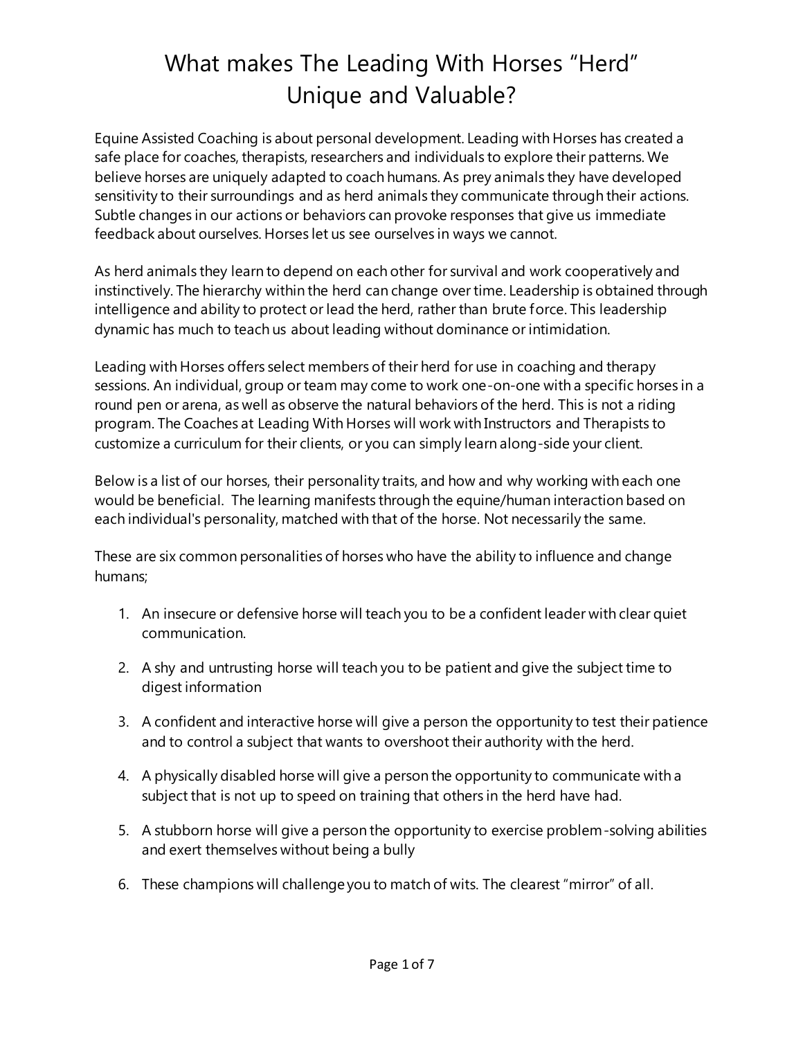# What makes The Leading With Horses "Herd" Unique and Valuable?

Equine Assisted Coaching is about personal development. Leading with Horses has created a safe place for coaches, therapists, researchers and individuals to explore their patterns. We believe horses are uniquely adapted to coach humans. As prey animals they have developed sensitivity to their surroundings and as herd animals they communicate through their actions. Subtle changes in our actions or behaviors can provoke responses that give us immediate feedback about ourselves. Horses let us see ourselves in ways we cannot.

As herd animals they learn to depend on each other for survival and work cooperatively and instinctively. The hierarchy within the herd can change over time. Leadership is obtained through intelligence and ability to protect or lead the herd, rather than brute force. This leadership dynamic has much to teach us about leading without dominance or intimidation.

Leading with Horses offers select members of their herd for use in coaching and therapy sessions. An individual, group or team may come to work one-on-one with a specific horses in a round pen or arena, as well as observe the natural behaviors of the herd. This is not a riding program. The Coaches at Leading With Horses will work with Instructors and Therapists to customize a curriculum for their clients, or you can simply learn along-side your client.

Below is a list of our horses, their personality traits, and how and why working with each one would be beneficial. The learning manifests through the equine/human interaction based on each individual's personality, matched with that of the horse. Not necessarily the same.

These are six common personalities of horses who have the ability to influence and change humans;

1. An insecure or defensive horse will teach you to be a confident leader with clear quiet communication.
2. A shy and untrusting horse will teach you to be patient and give the subject time to digest information
3. A confident and interactive horse will give a person the opportunity to test their patience and to control a subject that wants to overshoot their authority with the herd.
4. A physically disabled horse will give a person the opportunity to communicate with a subject that is not up to speed on training that others in the herd have had.
5. A stubborn horse will give a person the opportunity to exercise problem-solving abilities and exert themselves without being a bully
6. These champions will challenge you to match of wits. The clearest "mirror" of all.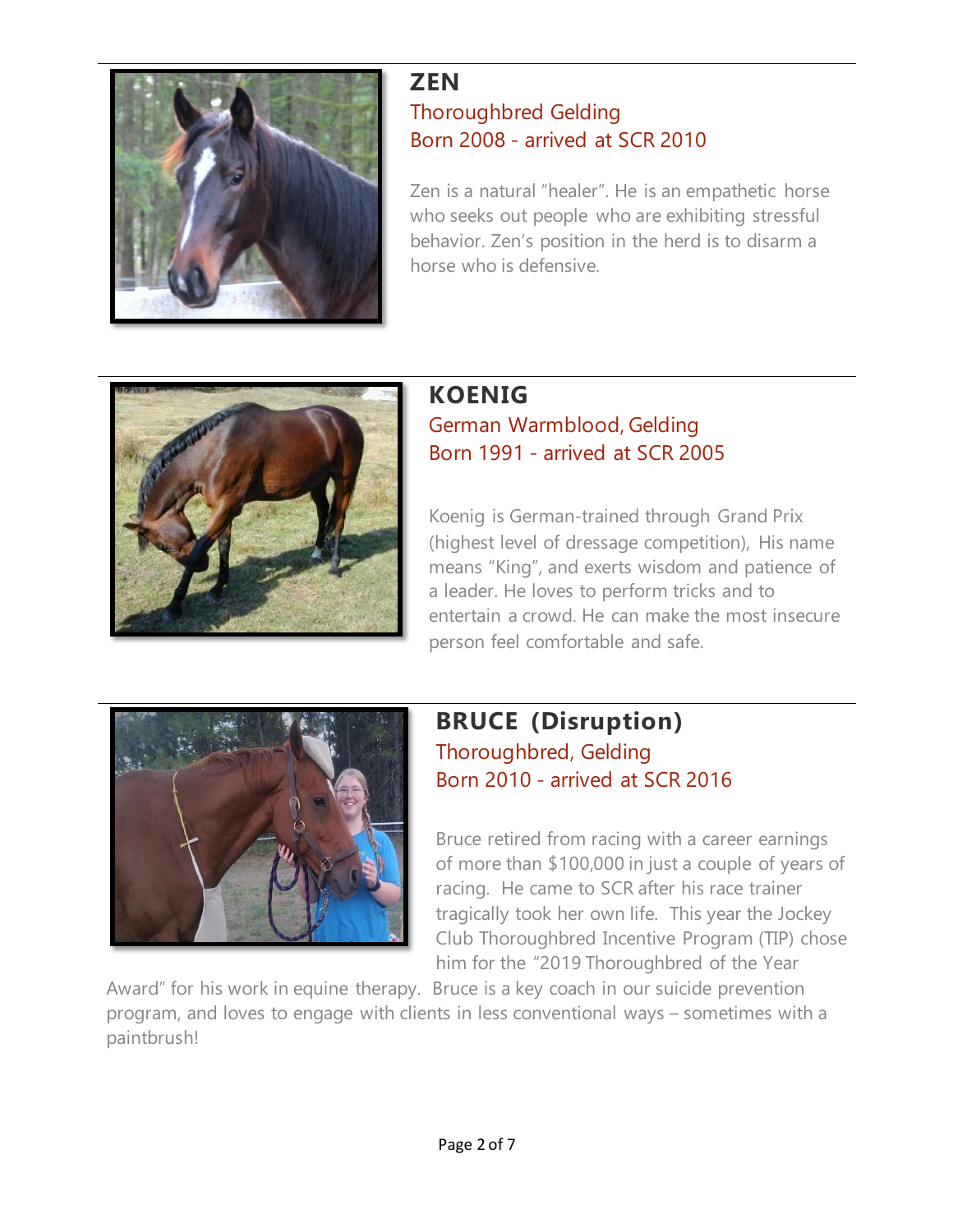## ZEN

Thoroughbred Gelding
Born 2008 - arrived at SCR 2010

Zen is a natural "healer". He is an empathetic horse who seeks out people who are exhibiting stressful behavior. Zen's position in the herd is to disarm a horse who is defensive.

## KOENIG

German Warmblood, Gelding
Born 1991 - arrived at SCR 2005

Koenig is German-trained through Grand Prix (highest level of dressage competition), His name means "King", and exerts wisdom and patience of a leader. He loves to perform tricks and to entertain a crowd. He can make the most insecure person feel comfortable and safe.

## BRUCE (Disruption)

Thoroughbred, Gelding
Born 2010 - arrived at SCR 2016

Bruce retired from racing with a career earnings of more than $100,000 in just a couple of years of racing. He came to SCR after his race trainer tragically took her own life. This year the Jockey Club Thoroughbred Incentive Program (TIP) chose him for the "2019 Thoroughbred of the Year Award" for his work in equine therapy. Bruce is a key coach in our suicide prevention program, and loves to engage with clients in less conventional ways – sometimes with a paintbrush!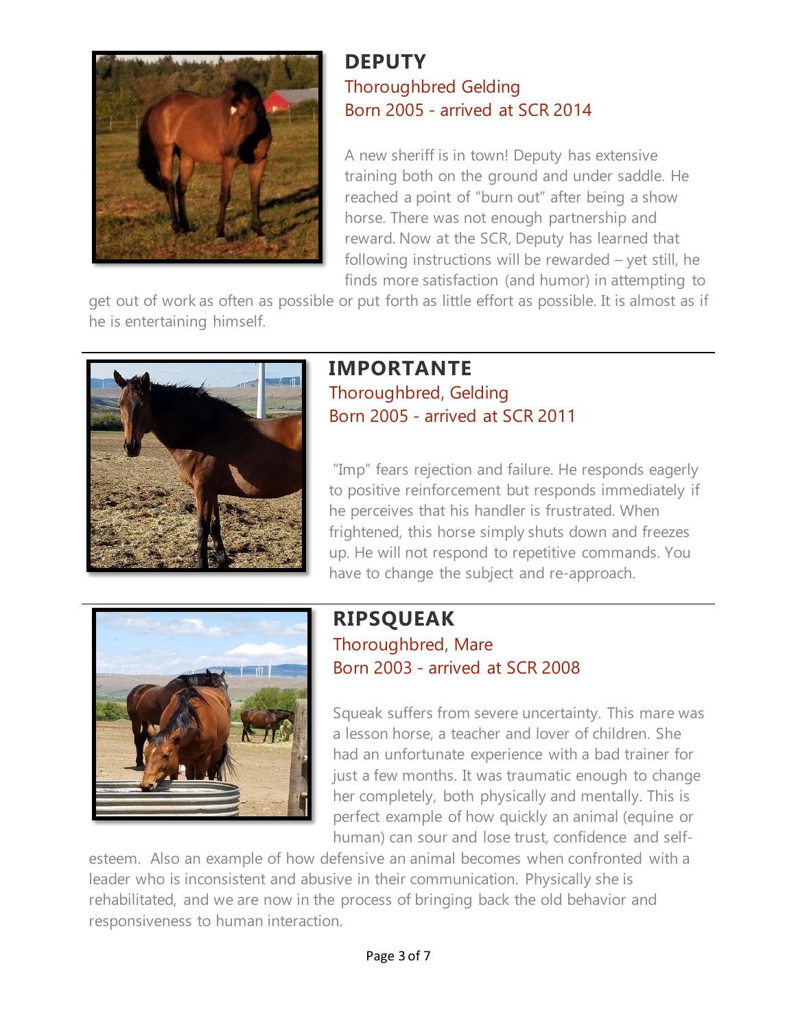## DEPUTY

Thoroughbred Gelding
Born 2005 - arrived at SCR 2014

A new sheriff is in town! Deputy has extensive training both on the ground and under saddle. He reached a point of "burn out" after being a show horse. There was not enough partnership and reward. Now at the SCR, Deputy has learned that following instructions will be rewarded – yet still, he finds more satisfaction (and humor) in attempting to get out of work as often as possible or put forth as little effort as possible. It is almost as if he is entertaining himself.

---

## IMPORTANTE

Thoroughbred, Gelding
Born 2005 - arrived at SCR 2011

"Imp" fears rejection and failure. He responds eagerly to positive reinforcement but responds immediately if he perceives that his handler is frustrated. When frightened, this horse simply shuts down and freezes up. He will not respond to repetitive commands. You have to change the subject and re-approach.

---

## RIPSQUEAK

Thoroughbred, Mare
Born 2003 - arrived at SCR 2008

Squeak suffers from severe uncertainty. This mare was a lesson horse, a teacher and lover of children. She had an unfortunate experience with a bad trainer for just a few months. It was traumatic enough to change her completely, both physically and mentally. This is perfect example of how quickly an animal (equine or human) can sour and lose trust, confidence and self-esteem. Also an example of how defensive an animal becomes when confronted with a leader who is inconsistent and abusive in their communication. Physically she is rehabilitated, and we are now in the process of bringing back the old behavior and responsiveness to human interaction.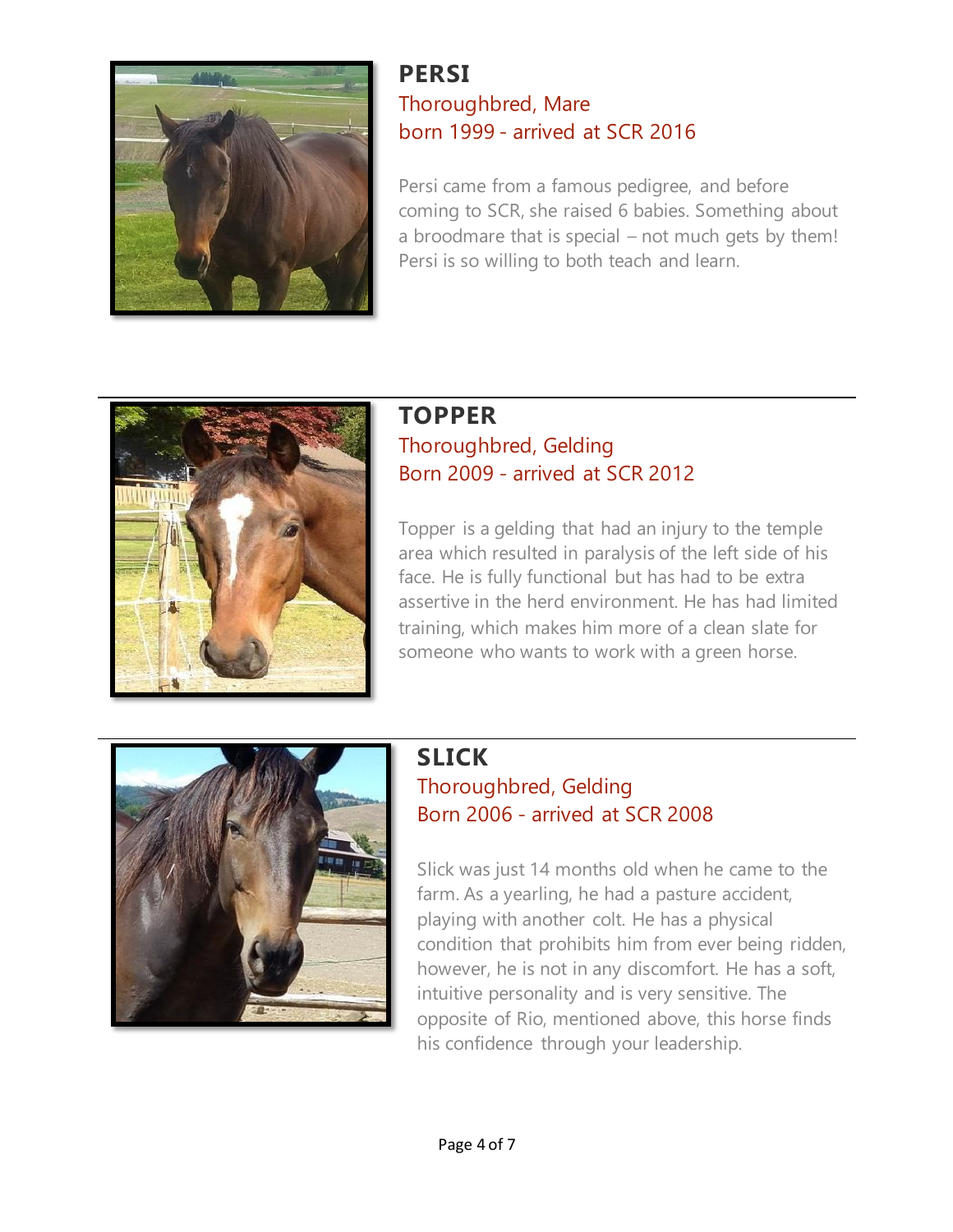## PERSI

Thoroughbred, Mare
born 1999 - arrived at SCR 2016

Persi came from a famous pedigree, and before coming to SCR, she raised 6 babies. Something about a broodmare that is special – not much gets by them! Persi is so willing to both teach and learn.

---

## TOPPER

Thoroughbred, Gelding
Born 2009 - arrived at SCR 2012

Topper is a gelding that had an injury to the temple area which resulted in paralysis of the left side of his face. He is fully functional but has had to be extra assertive in the herd environment. He has had limited training, which makes him more of a clean slate for someone who wants to work with a green horse.

---

## SLICK

Thoroughbred, Gelding
Born 2006 - arrived at SCR 2008

Slick was just 14 months old when he came to the farm. As a yearling, he had a pasture accident, playing with another colt. He has a physical condition that prohibits him from ever being ridden, however, he is not in any discomfort. He has a soft, intuitive personality and is very sensitive. The opposite of Rio, mentioned above, this horse finds his confidence through your leadership.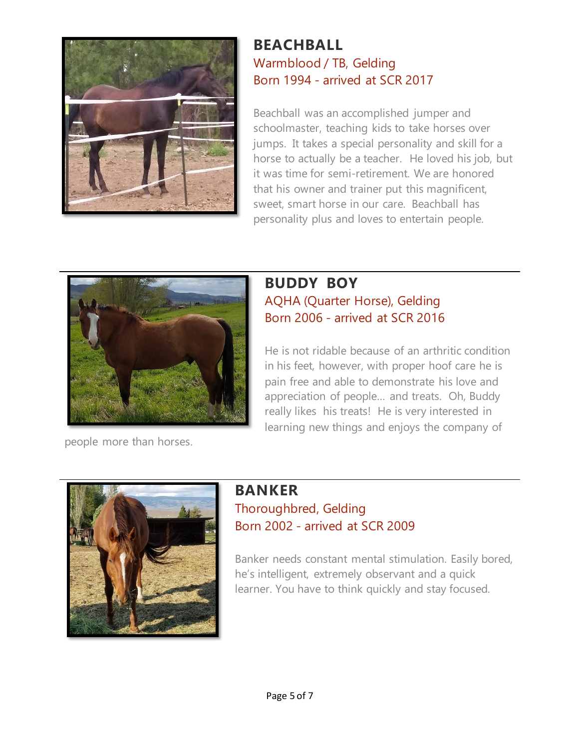## BEACHBALL

Warmblood / TB, Gelding

Born 1994 - arrived at SCR 2017

Beachball was an accomplished jumper and schoolmaster, teaching kids to take horses over jumps. It takes a special personality and skill for a horse to actually be a teacher. He loved his job, but it was time for semi-retirement. We are honored that his owner and trainer put this magnificent, sweet, smart horse in our care. Beachball has personality plus and loves to entertain people.

---

## BUDDY BOY

AQHA (Quarter Horse), Gelding

Born 2006 - arrived at SCR 2016

He is not ridable because of an arthritic condition in his feet, however, with proper hoof care he is pain free and able to demonstrate his love and appreciation of people... and treats. Oh, Buddy really likes his treats! He is very interested in learning new things and enjoys the company of people more than horses.

---

## BANKER

Thoroughbred, Gelding

Born 2002 - arrived at SCR 2009

Banker needs constant mental stimulation. Easily bored, he's intelligent, extremely observant and a quick learner. You have to think quickly and stay focused.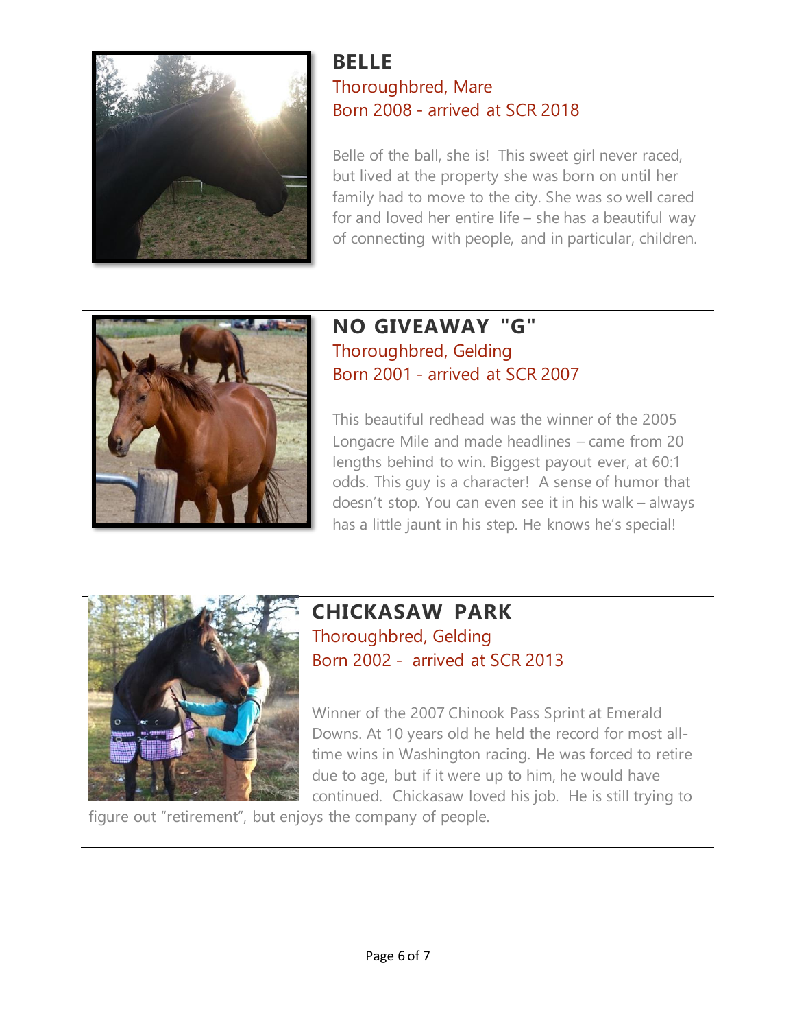## BELLE

Thoroughbred, Mare
Born 2008 - arrived at SCR 2018

Belle of the ball, she is! This sweet girl never raced, but lived at the property she was born on until her family had to move to the city. She was so well cared for and loved her entire life – she has a beautiful way of connecting with people, and in particular, children.

---

## NO GIVEAWAY "G"

Thoroughbred, Gelding
Born 2001 - arrived at SCR 2007

This beautiful redhead was the winner of the 2005 Longacre Mile and made headlines – came from 20 lengths behind to win. Biggest payout ever, at 60:1 odds. This guy is a character! A sense of humor that doesn't stop. You can even see it in his walk – always has a little jaunt in his step. He knows he's special!

---

## CHICKASAW PARK

Thoroughbred, Gelding
Born 2002 - arrived at SCR 2013

Winner of the 2007 Chinook Pass Sprint at Emerald Downs. At 10 years old he held the record for most all-time wins in Washington racing. He was forced to retire due to age, but if it were up to him, he would have continued. Chickasaw loved his job. He is still trying to figure out "retirement", but enjoys the company of people.

---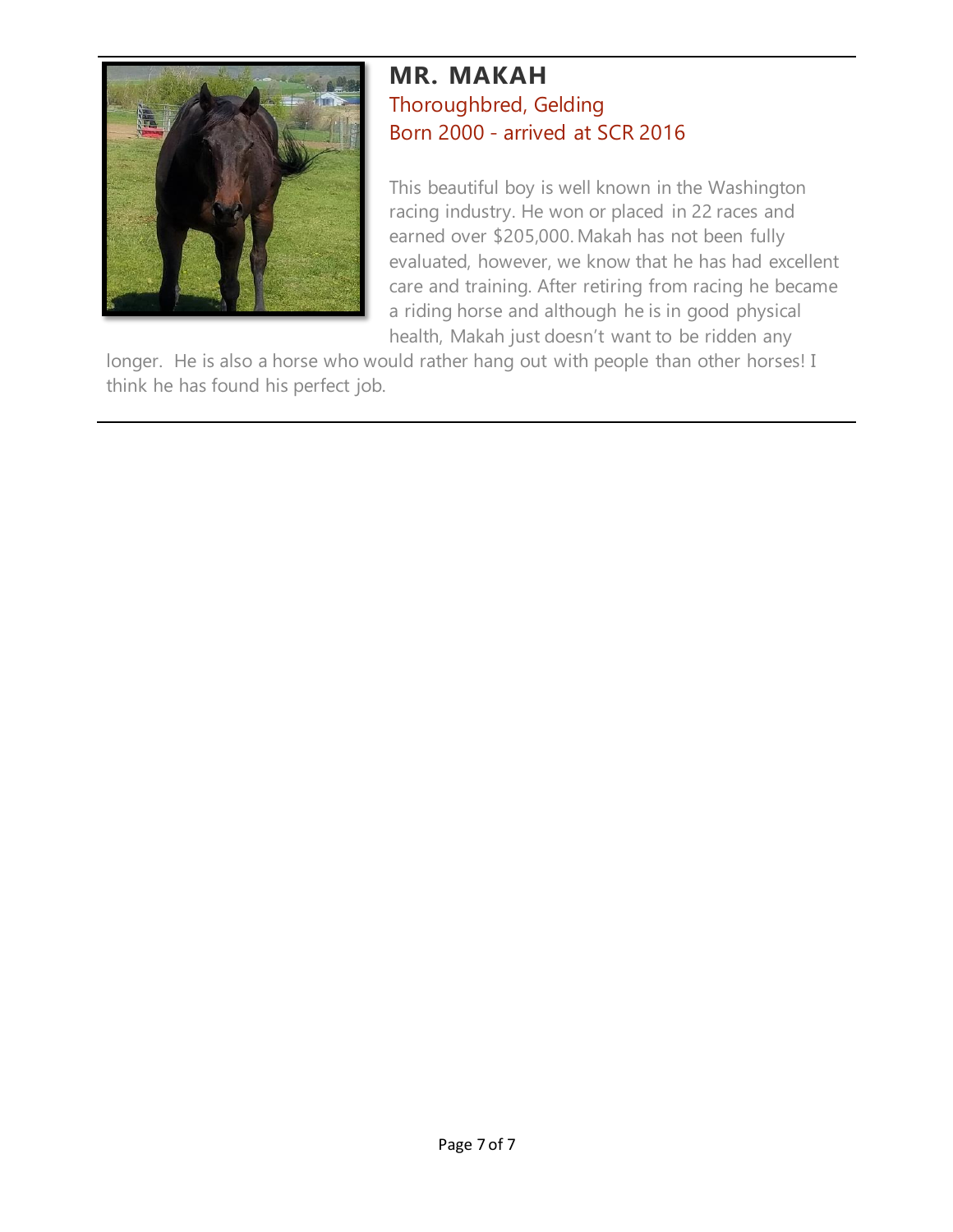## MR. MAKAH

Thoroughbred, Gelding

Born 2000 - arrived at SCR 2016

This beautiful boy is well known in the Washington racing industry. He won or placed in 22 races and earned over $205,000. Makah has not been fully evaluated, however, we know that he has had excellent care and training. After retiring from racing he became a riding horse and although he is in good physical health, Makah just doesn't want to be ridden any longer. He is also a horse who would rather hang out with people than other horses! I think he has found his perfect job.